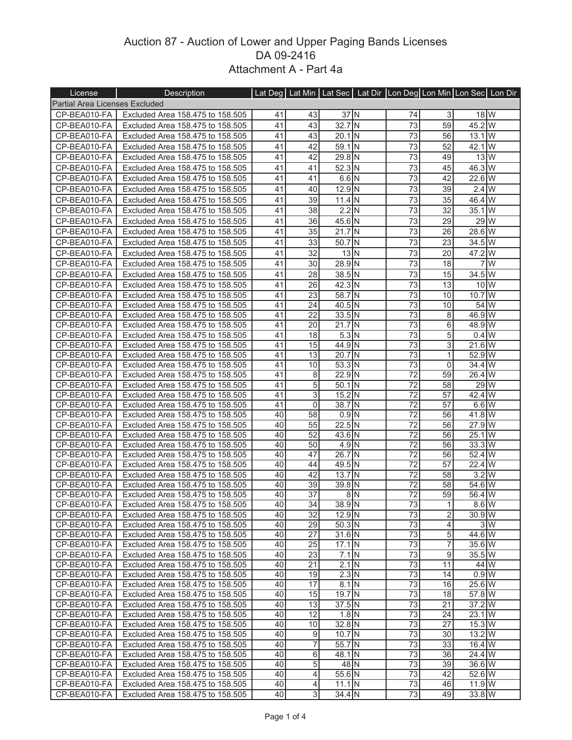# Auction 87 - Auction of Lower and Upper Paging Bands Licenses
## DA 09-2416
## Attachment A - Part 4a

| License | Description | Lat Deg | Lat Min | Lat Sec | Lat Dir | Lon Deg | Lon Min | Lon Sec | Lon Dir |
|---|---|---|---|---|---|---|---|---|---|
| Partial Area Licenses Excluded | | | | | | | | | |
| CP-BEA010-FA | Excluded Area 158.475 to 158.505 | 41 | 43 | 37 | N | 74 | 3 | 18 | W |
| CP-BEA010-FA | Excluded Area 158.475 to 158.505 | 41 | 43 | 32.7 | N | 73 | 59 | 45.2 | W |
| CP-BEA010-FA | Excluded Area 158.475 to 158.505 | 41 | 43 | 20.1 | N | 73 | 56 | 13.1 | W |
| CP-BEA010-FA | Excluded Area 158.475 to 158.505 | 41 | 42 | 59.1 | N | 73 | 52 | 42.1 | W |
| CP-BEA010-FA | Excluded Area 158.475 to 158.505 | 41 | 42 | 29.8 | N | 73 | 49 | 13 | W |
| CP-BEA010-FA | Excluded Area 158.475 to 158.505 | 41 | 41 | 52.3 | N | 73 | 45 | 46.3 | W |
| CP-BEA010-FA | Excluded Area 158.475 to 158.505 | 41 | 41 | 6.6 | N | 73 | 42 | 22.6 | W |
| CP-BEA010-FA | Excluded Area 158.475 to 158.505 | 41 | 40 | 12.9 | N | 73 | 39 | 2.4 | W |
| CP-BEA010-FA | Excluded Area 158.475 to 158.505 | 41 | 39 | 11.4 | N | 73 | 35 | 46.4 | W |
| CP-BEA010-FA | Excluded Area 158.475 to 158.505 | 41 | 38 | 2.2 | N | 73 | 32 | 35.1 | W |
| CP-BEA010-FA | Excluded Area 158.475 to 158.505 | 41 | 36 | 45.6 | N | 73 | 29 | 29 | W |
| CP-BEA010-FA | Excluded Area 158.475 to 158.505 | 41 | 35 | 21.7 | N | 73 | 26 | 28.6 | W |
| CP-BEA010-FA | Excluded Area 158.475 to 158.505 | 41 | 33 | 50.7 | N | 73 | 23 | 34.5 | W |
| CP-BEA010-FA | Excluded Area 158.475 to 158.505 | 41 | 32 | 13 | N | 73 | 20 | 47.2 | W |
| CP-BEA010-FA | Excluded Area 158.475 to 158.505 | 41 | 30 | 28.9 | N | 73 | 18 | 7 | W |
| CP-BEA010-FA | Excluded Area 158.475 to 158.505 | 41 | 28 | 38.5 | N | 73 | 15 | 34.5 | W |
| CP-BEA010-FA | Excluded Area 158.475 to 158.505 | 41 | 26 | 42.3 | N | 73 | 13 | 10 | W |
| CP-BEA010-FA | Excluded Area 158.475 to 158.505 | 41 | 23 | 58.7 | N | 73 | 10 | 10.7 | W |
| CP-BEA010-FA | Excluded Area 158.475 to 158.505 | 41 | 24 | 40.5 | N | 73 | 10 | 54 | W |
| CP-BEA010-FA | Excluded Area 158.475 to 158.505 | 41 | 22 | 33.5 | N | 73 | 8 | 46.9 | W |
| CP-BEA010-FA | Excluded Area 158.475 to 158.505 | 41 | 20 | 21.7 | N | 73 | 6 | 48.9 | W |
| CP-BEA010-FA | Excluded Area 158.475 to 158.505 | 41 | 18 | 5.3 | N | 73 | 5 | 0.4 | W |
| CP-BEA010-FA | Excluded Area 158.475 to 158.505 | 41 | 15 | 44.9 | N | 73 | 3 | 21.6 | W |
| CP-BEA010-FA | Excluded Area 158.475 to 158.505 | 41 | 13 | 20.7 | N | 73 | 1 | 52.9 | W |
| CP-BEA010-FA | Excluded Area 158.475 to 158.505 | 41 | 10 | 53.3 | N | 73 | 0 | 34.4 | W |
| CP-BEA010-FA | Excluded Area 158.475 to 158.505 | 41 | 8 | 22.9 | N | 72 | 59 | 26.4 | W |
| CP-BEA010-FA | Excluded Area 158.475 to 158.505 | 41 | 5 | 50.1 | N | 72 | 58 | 29 | W |
| CP-BEA010-FA | Excluded Area 158.475 to 158.505 | 41 | 3 | 15.2 | N | 72 | 57 | 42.4 | W |
| CP-BEA010-FA | Excluded Area 158.475 to 158.505 | 41 | 0 | 38.7 | N | 72 | 57 | 6.6 | W |
| CP-BEA010-FA | Excluded Area 158.475 to 158.505 | 40 | 58 | 0.9 | N | 72 | 56 | 41.8 | W |
| CP-BEA010-FA | Excluded Area 158.475 to 158.505 | 40 | 55 | 22.5 | N | 72 | 56 | 27.9 | W |
| CP-BEA010-FA | Excluded Area 158.475 to 158.505 | 40 | 52 | 43.6 | N | 72 | 56 | 25.1 | W |
| CP-BEA010-FA | Excluded Area 158.475 to 158.505 | 40 | 50 | 4.9 | N | 72 | 56 | 33.3 | W |
| CP-BEA010-FA | Excluded Area 158.475 to 158.505 | 40 | 47 | 26.7 | N | 72 | 56 | 52.4 | W |
| CP-BEA010-FA | Excluded Area 158.475 to 158.505 | 40 | 44 | 49.5 | N | 72 | 57 | 22.4 | W |
| CP-BEA010-FA | Excluded Area 158.475 to 158.505 | 40 | 42 | 13.7 | N | 72 | 58 | 3.2 | W |
| CP-BEA010-FA | Excluded Area 158.475 to 158.505 | 40 | 39 | 39.8 | N | 72 | 58 | 54.6 | W |
| CP-BEA010-FA | Excluded Area 158.475 to 158.505 | 40 | 37 | 8 | N | 72 | 59 | 56.4 | W |
| CP-BEA010-FA | Excluded Area 158.475 to 158.505 | 40 | 34 | 38.9 | N | 73 | 1 | 8.6 | W |
| CP-BEA010-FA | Excluded Area 158.475 to 158.505 | 40 | 32 | 12.9 | N | 73 | 2 | 30.9 | W |
| CP-BEA010-FA | Excluded Area 158.475 to 158.505 | 40 | 29 | 50.3 | N | 73 | 4 | 3 | W |
| CP-BEA010-FA | Excluded Area 158.475 to 158.505 | 40 | 27 | 31.6 | N | 73 | 5 | 44.6 | W |
| CP-BEA010-FA | Excluded Area 158.475 to 158.505 | 40 | 25 | 17.1 | N | 73 | 7 | 35.6 | W |
| CP-BEA010-FA | Excluded Area 158.475 to 158.505 | 40 | 23 | 7.1 | N | 73 | 9 | 35.5 | W |
| CP-BEA010-FA | Excluded Area 158.475 to 158.505 | 40 | 21 | 2.1 | N | 73 | 11 | 44 | W |
| CP-BEA010-FA | Excluded Area 158.475 to 158.505 | 40 | 19 | 2.3 | N | 73 | 14 | 0.9 | W |
| CP-BEA010-FA | Excluded Area 158.475 to 158.505 | 40 | 17 | 8.1 | N | 73 | 16 | 25.6 | W |
| CP-BEA010-FA | Excluded Area 158.475 to 158.505 | 40 | 15 | 19.7 | N | 73 | 18 | 57.8 | W |
| CP-BEA010-FA | Excluded Area 158.475 to 158.505 | 40 | 13 | 37.5 | N | 73 | 21 | 37.2 | W |
| CP-BEA010-FA | Excluded Area 158.475 to 158.505 | 40 | 12 | 1.8 | N | 73 | 24 | 23.1 | W |
| CP-BEA010-FA | Excluded Area 158.475 to 158.505 | 40 | 10 | 32.8 | N | 73 | 27 | 15.3 | W |
| CP-BEA010-FA | Excluded Area 158.475 to 158.505 | 40 | 9 | 10.7 | N | 73 | 30 | 13.2 | W |
| CP-BEA010-FA | Excluded Area 158.475 to 158.505 | 40 | 7 | 55.7 | N | 73 | 33 | 16.4 | W |
| CP-BEA010-FA | Excluded Area 158.475 to 158.505 | 40 | 6 | 48.1 | N | 73 | 36 | 24.4 | W |
| CP-BEA010-FA | Excluded Area 158.475 to 158.505 | 40 | 5 | 48 | N | 73 | 39 | 36.6 | W |
| CP-BEA010-FA | Excluded Area 158.475 to 158.505 | 40 | 4 | 55.6 | N | 73 | 42 | 52.6 | W |
| CP-BEA010-FA | Excluded Area 158.475 to 158.505 | 40 | 4 | 11.1 | N | 73 | 46 | 11.9 | W |
| CP-BEA010-FA | Excluded Area 158.475 to 158.505 | 40 | 3 | 34.4 | N | 73 | 49 | 33.8 | W |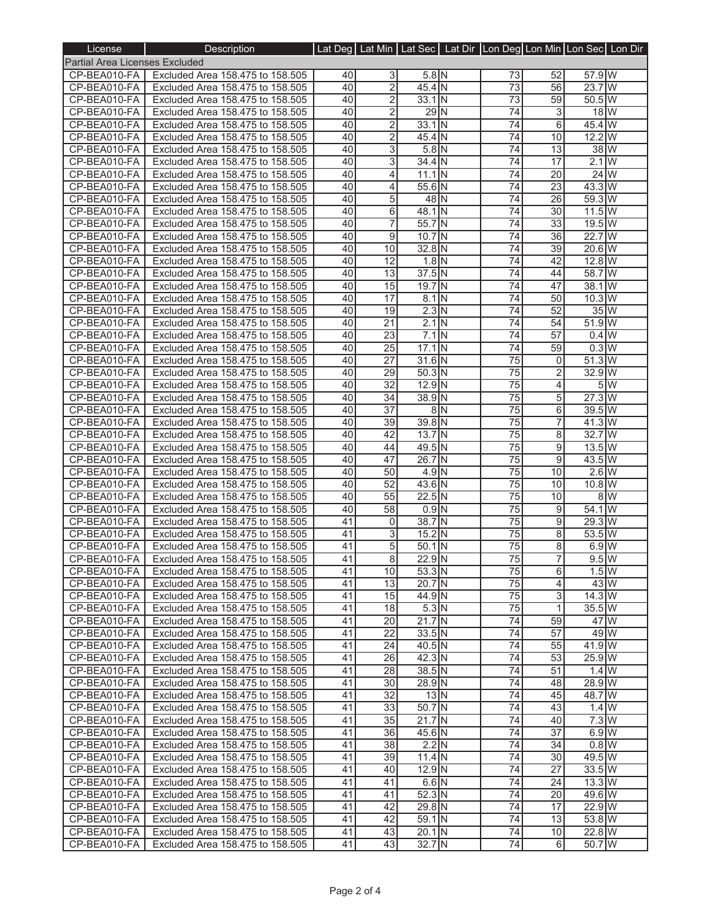| License | Description | Lat Deg | Lat Min | Lat Sec | Lat Dir | Lon Deg | Lon Min | Lon Sec | Lon Dir |
| --- | --- | --- | --- | --- | --- | --- | --- | --- | --- |
| Partial Area Licenses Excluded | | | | | | | | | |
| CP-BEA010-FA | Excluded Area 158.475 to 158.505 | 40 | 3 | 5.8 | N | 73 | 52 | 57.9 | W |
| CP-BEA010-FA | Excluded Area 158.475 to 158.505 | 40 | 2 | 45.4 | N | 73 | 56 | 23.7 | W |
| CP-BEA010-FA | Excluded Area 158.475 to 158.505 | 40 | 2 | 33.1 | N | 73 | 59 | 50.5 | W |
| CP-BEA010-FA | Excluded Area 158.475 to 158.505 | 40 | 2 | 29 | N | 74 | 3 | 18 | W |
| CP-BEA010-FA | Excluded Area 158.475 to 158.505 | 40 | 2 | 33.1 | N | 74 | 6 | 45.4 | W |
| CP-BEA010-FA | Excluded Area 158.475 to 158.505 | 40 | 2 | 45.4 | N | 74 | 10 | 12.2 | W |
| CP-BEA010-FA | Excluded Area 158.475 to 158.505 | 40 | 3 | 5.8 | N | 74 | 13 | 38 | W |
| CP-BEA010-FA | Excluded Area 158.475 to 158.505 | 40 | 3 | 34.4 | N | 74 | 17 | 2.1 | W |
| CP-BEA010-FA | Excluded Area 158.475 to 158.505 | 40 | 4 | 11.1 | N | 74 | 20 | 24 | W |
| CP-BEA010-FA | Excluded Area 158.475 to 158.505 | 40 | 4 | 55.6 | N | 74 | 23 | 43.3 | W |
| CP-BEA010-FA | Excluded Area 158.475 to 158.505 | 40 | 5 | 48 | N | 74 | 26 | 59.3 | W |
| CP-BEA010-FA | Excluded Area 158.475 to 158.505 | 40 | 6 | 48.1 | N | 74 | 30 | 11.5 | W |
| CP-BEA010-FA | Excluded Area 158.475 to 158.505 | 40 | 7 | 55.7 | N | 74 | 33 | 19.5 | W |
| CP-BEA010-FA | Excluded Area 158.475 to 158.505 | 40 | 9 | 10.7 | N | 74 | 36 | 22.7 | W |
| CP-BEA010-FA | Excluded Area 158.475 to 158.505 | 40 | 10 | 32.8 | N | 74 | 39 | 20.6 | W |
| CP-BEA010-FA | Excluded Area 158.475 to 158.505 | 40 | 12 | 1.8 | N | 74 | 42 | 12.8 | W |
| CP-BEA010-FA | Excluded Area 158.475 to 158.505 | 40 | 13 | 37.5 | N | 74 | 44 | 58.7 | W |
| CP-BEA010-FA | Excluded Area 158.475 to 158.505 | 40 | 15 | 19.7 | N | 74 | 47 | 38.1 | W |
| CP-BEA010-FA | Excluded Area 158.475 to 158.505 | 40 | 17 | 8.1 | N | 74 | 50 | 10.3 | W |
| CP-BEA010-FA | Excluded Area 158.475 to 158.505 | 40 | 19 | 2.3 | N | 74 | 52 | 35 | W |
| CP-BEA010-FA | Excluded Area 158.475 to 158.505 | 40 | 21 | 2.1 | N | 74 | 54 | 51.9 | W |
| CP-BEA010-FA | Excluded Area 158.475 to 158.505 | 40 | 23 | 7.1 | N | 74 | 57 | 0.4 | W |
| CP-BEA010-FA | Excluded Area 158.475 to 158.505 | 40 | 25 | 17.1 | N | 74 | 59 | 0.3 | W |
| CP-BEA010-FA | Excluded Area 158.475 to 158.505 | 40 | 27 | 31.6 | N | 75 | 0 | 51.3 | W |
| CP-BEA010-FA | Excluded Area 158.475 to 158.505 | 40 | 29 | 50.3 | N | 75 | 2 | 32.9 | W |
| CP-BEA010-FA | Excluded Area 158.475 to 158.505 | 40 | 32 | 12.9 | N | 75 | 4 | 5 | W |
| CP-BEA010-FA | Excluded Area 158.475 to 158.505 | 40 | 34 | 38.9 | N | 75 | 5 | 27.3 | W |
| CP-BEA010-FA | Excluded Area 158.475 to 158.505 | 40 | 37 | 8 | N | 75 | 6 | 39.5 | W |
| CP-BEA010-FA | Excluded Area 158.475 to 158.505 | 40 | 39 | 39.8 | N | 75 | 7 | 41.3 | W |
| CP-BEA010-FA | Excluded Area 158.475 to 158.505 | 40 | 42 | 13.7 | N | 75 | 8 | 32.7 | W |
| CP-BEA010-FA | Excluded Area 158.475 to 158.505 | 40 | 44 | 49.5 | N | 75 | 9 | 13.5 | W |
| CP-BEA010-FA | Excluded Area 158.475 to 158.505 | 40 | 47 | 26.7 | N | 75 | 9 | 43.5 | W |
| CP-BEA010-FA | Excluded Area 158.475 to 158.505 | 40 | 50 | 4.9 | N | 75 | 10 | 2.6 | W |
| CP-BEA010-FA | Excluded Area 158.475 to 158.505 | 40 | 52 | 43.6 | N | 75 | 10 | 10.8 | W |
| CP-BEA010-FA | Excluded Area 158.475 to 158.505 | 40 | 55 | 22.5 | N | 75 | 10 | 8 | W |
| CP-BEA010-FA | Excluded Area 158.475 to 158.505 | 40 | 58 | 0.9 | N | 75 | 9 | 54.1 | W |
| CP-BEA010-FA | Excluded Area 158.475 to 158.505 | 41 | 0 | 38.7 | N | 75 | 9 | 29.3 | W |
| CP-BEA010-FA | Excluded Area 158.475 to 158.505 | 41 | 3 | 15.2 | N | 75 | 8 | 53.5 | W |
| CP-BEA010-FA | Excluded Area 158.475 to 158.505 | 41 | 5 | 50.1 | N | 75 | 8 | 6.9 | W |
| CP-BEA010-FA | Excluded Area 158.475 to 158.505 | 41 | 8 | 22.9 | N | 75 | 7 | 9.5 | W |
| CP-BEA010-FA | Excluded Area 158.475 to 158.505 | 41 | 10 | 53.3 | N | 75 | 6 | 1.5 | W |
| CP-BEA010-FA | Excluded Area 158.475 to 158.505 | 41 | 13 | 20.7 | N | 75 | 4 | 43 | W |
| CP-BEA010-FA | Excluded Area 158.475 to 158.505 | 41 | 15 | 44.9 | N | 75 | 3 | 14.3 | W |
| CP-BEA010-FA | Excluded Area 158.475 to 158.505 | 41 | 18 | 5.3 | N | 75 | 1 | 35.5 | W |
| CP-BEA010-FA | Excluded Area 158.475 to 158.505 | 41 | 20 | 21.7 | N | 74 | 59 | 47 | W |
| CP-BEA010-FA | Excluded Area 158.475 to 158.505 | 41 | 22 | 33.5 | N | 74 | 57 | 49 | W |
| CP-BEA010-FA | Excluded Area 158.475 to 158.505 | 41 | 24 | 40.5 | N | 74 | 55 | 41.9 | W |
| CP-BEA010-FA | Excluded Area 158.475 to 158.505 | 41 | 26 | 42.3 | N | 74 | 53 | 25.9 | W |
| CP-BEA010-FA | Excluded Area 158.475 to 158.505 | 41 | 28 | 38.5 | N | 74 | 51 | 1.4 | W |
| CP-BEA010-FA | Excluded Area 158.475 to 158.505 | 41 | 30 | 28.9 | N | 74 | 48 | 28.9 | W |
| CP-BEA010-FA | Excluded Area 158.475 to 158.505 | 41 | 32 | 13 | N | 74 | 45 | 48.7 | W |
| CP-BEA010-FA | Excluded Area 158.475 to 158.505 | 41 | 33 | 50.7 | N | 74 | 43 | 1.4 | W |
| CP-BEA010-FA | Excluded Area 158.475 to 158.505 | 41 | 35 | 21.7 | N | 74 | 40 | 7.3 | W |
| CP-BEA010-FA | Excluded Area 158.475 to 158.505 | 41 | 36 | 45.6 | N | 74 | 37 | 6.9 | W |
| CP-BEA010-FA | Excluded Area 158.475 to 158.505 | 41 | 38 | 2.2 | N | 74 | 34 | 0.8 | W |
| CP-BEA010-FA | Excluded Area 158.475 to 158.505 | 41 | 39 | 11.4 | N | 74 | 30 | 49.5 | W |
| CP-BEA010-FA | Excluded Area 158.475 to 158.505 | 41 | 40 | 12.9 | N | 74 | 27 | 33.5 | W |
| CP-BEA010-FA | Excluded Area 158.475 to 158.505 | 41 | 41 | 6.6 | N | 74 | 24 | 13.3 | W |
| CP-BEA010-FA | Excluded Area 158.475 to 158.505 | 41 | 41 | 52.3 | N | 74 | 20 | 49.6 | W |
| CP-BEA010-FA | Excluded Area 158.475 to 158.505 | 41 | 42 | 29.8 | N | 74 | 17 | 22.9 | W |
| CP-BEA010-FA | Excluded Area 158.475 to 158.505 | 41 | 42 | 59.1 | N | 74 | 13 | 53.8 | W |
| CP-BEA010-FA | Excluded Area 158.475 to 158.505 | 41 | 43 | 20.1 | N | 74 | 10 | 22.8 | W |
| CP-BEA010-FA | Excluded Area 158.475 to 158.505 | 41 | 43 | 32.7 | N | 74 | 6 | 50.7 | W |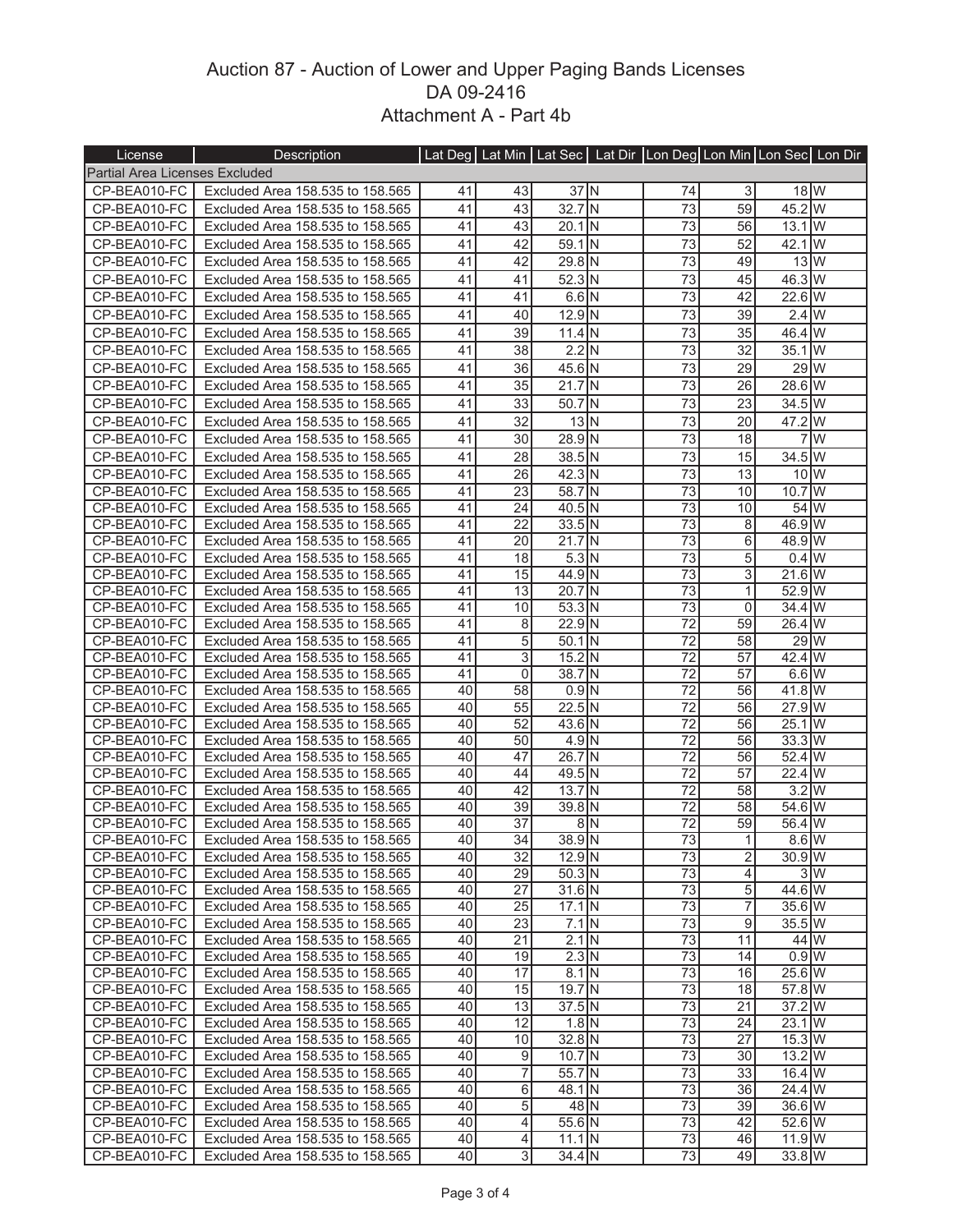# Auction 87 - Auction of Lower and Upper Paging Bands Licenses
## DA 09-2416
## Attachment A - Part 4b

| License | Description | Lat Deg | Lat Min | Lat Sec | Lat Dir | Lon Deg | Lon Min | Lon Sec | Lon Dir |
|---|---|---|---|---|---|---|---|---|---|
| Partial Area Licenses Excluded | | | | | | | | | |
| CP-BEA010-FC | Excluded Area 158.535 to 158.565 | 41 | 43 | 37 | N | 74 | 3 | 18 | W |
| CP-BEA010-FC | Excluded Area 158.535 to 158.565 | 41 | 43 | 32.7 | N | 73 | 59 | 45.2 | W |
| CP-BEA010-FC | Excluded Area 158.535 to 158.565 | 41 | 43 | 20.1 | N | 73 | 56 | 13.1 | W |
| CP-BEA010-FC | Excluded Area 158.535 to 158.565 | 41 | 42 | 59.1 | N | 73 | 52 | 42.1 | W |
| CP-BEA010-FC | Excluded Area 158.535 to 158.565 | 41 | 42 | 29.8 | N | 73 | 49 | 13 | W |
| CP-BEA010-FC | Excluded Area 158.535 to 158.565 | 41 | 41 | 52.3 | N | 73 | 45 | 46.3 | W |
| CP-BEA010-FC | Excluded Area 158.535 to 158.565 | 41 | 41 | 6.6 | N | 73 | 42 | 22.6 | W |
| CP-BEA010-FC | Excluded Area 158.535 to 158.565 | 41 | 40 | 12.9 | N | 73 | 39 | 2.4 | W |
| CP-BEA010-FC | Excluded Area 158.535 to 158.565 | 41 | 39 | 11.4 | N | 73 | 35 | 46.4 | W |
| CP-BEA010-FC | Excluded Area 158.535 to 158.565 | 41 | 38 | 2.2 | N | 73 | 32 | 35.1 | W |
| CP-BEA010-FC | Excluded Area 158.535 to 158.565 | 41 | 36 | 45.6 | N | 73 | 29 | 29 | W |
| CP-BEA010-FC | Excluded Area 158.535 to 158.565 | 41 | 35 | 21.7 | N | 73 | 26 | 28.6 | W |
| CP-BEA010-FC | Excluded Area 158.535 to 158.565 | 41 | 33 | 50.7 | N | 73 | 23 | 34.5 | W |
| CP-BEA010-FC | Excluded Area 158.535 to 158.565 | 41 | 32 | 13 | N | 73 | 20 | 47.2 | W |
| CP-BEA010-FC | Excluded Area 158.535 to 158.565 | 41 | 30 | 28.9 | N | 73 | 18 | 7 | W |
| CP-BEA010-FC | Excluded Area 158.535 to 158.565 | 41 | 28 | 38.5 | N | 73 | 15 | 34.5 | W |
| CP-BEA010-FC | Excluded Area 158.535 to 158.565 | 41 | 26 | 42.3 | N | 73 | 13 | 10 | W |
| CP-BEA010-FC | Excluded Area 158.535 to 158.565 | 41 | 23 | 58.7 | N | 73 | 10 | 10.7 | W |
| CP-BEA010-FC | Excluded Area 158.535 to 158.565 | 41 | 24 | 40.5 | N | 73 | 10 | 54 | W |
| CP-BEA010-FC | Excluded Area 158.535 to 158.565 | 41 | 22 | 33.5 | N | 73 | 8 | 46.9 | W |
| CP-BEA010-FC | Excluded Area 158.535 to 158.565 | 41 | 20 | 21.7 | N | 73 | 6 | 48.9 | W |
| CP-BEA010-FC | Excluded Area 158.535 to 158.565 | 41 | 18 | 5.3 | N | 73 | 5 | 0.4 | W |
| CP-BEA010-FC | Excluded Area 158.535 to 158.565 | 41 | 15 | 44.9 | N | 73 | 3 | 21.6 | W |
| CP-BEA010-FC | Excluded Area 158.535 to 158.565 | 41 | 13 | 20.7 | N | 73 | 1 | 52.9 | W |
| CP-BEA010-FC | Excluded Area 158.535 to 158.565 | 41 | 10 | 53.3 | N | 73 | 0 | 34.4 | W |
| CP-BEA010-FC | Excluded Area 158.535 to 158.565 | 41 | 8 | 22.9 | N | 72 | 59 | 26.4 | W |
| CP-BEA010-FC | Excluded Area 158.535 to 158.565 | 41 | 5 | 50.1 | N | 72 | 58 | 29 | W |
| CP-BEA010-FC | Excluded Area 158.535 to 158.565 | 41 | 3 | 15.2 | N | 72 | 57 | 42.4 | W |
| CP-BEA010-FC | Excluded Area 158.535 to 158.565 | 41 | 0 | 38.7 | N | 72 | 57 | 6.6 | W |
| CP-BEA010-FC | Excluded Area 158.535 to 158.565 | 40 | 58 | 0.9 | N | 72 | 56 | 41.8 | W |
| CP-BEA010-FC | Excluded Area 158.535 to 158.565 | 40 | 55 | 22.5 | N | 72 | 56 | 27.9 | W |
| CP-BEA010-FC | Excluded Area 158.535 to 158.565 | 40 | 52 | 43.6 | N | 72 | 56 | 25.1 | W |
| CP-BEA010-FC | Excluded Area 158.535 to 158.565 | 40 | 50 | 4.9 | N | 72 | 56 | 33.3 | W |
| CP-BEA010-FC | Excluded Area 158.535 to 158.565 | 40 | 47 | 26.7 | N | 72 | 56 | 52.4 | W |
| CP-BEA010-FC | Excluded Area 158.535 to 158.565 | 40 | 44 | 49.5 | N | 72 | 57 | 22.4 | W |
| CP-BEA010-FC | Excluded Area 158.535 to 158.565 | 40 | 42 | 13.7 | N | 72 | 58 | 3.2 | W |
| CP-BEA010-FC | Excluded Area 158.535 to 158.565 | 40 | 39 | 39.8 | N | 72 | 58 | 54.6 | W |
| CP-BEA010-FC | Excluded Area 158.535 to 158.565 | 40 | 37 | 8 | N | 72 | 59 | 56.4 | W |
| CP-BEA010-FC | Excluded Area 158.535 to 158.565 | 40 | 34 | 38.9 | N | 73 | 1 | 8.6 | W |
| CP-BEA010-FC | Excluded Area 158.535 to 158.565 | 40 | 32 | 12.9 | N | 73 | 2 | 30.9 | W |
| CP-BEA010-FC | Excluded Area 158.535 to 158.565 | 40 | 29 | 50.3 | N | 73 | 4 | 3 | W |
| CP-BEA010-FC | Excluded Area 158.535 to 158.565 | 40 | 27 | 31.6 | N | 73 | 5 | 44.6 | W |
| CP-BEA010-FC | Excluded Area 158.535 to 158.565 | 40 | 25 | 17.1 | N | 73 | 7 | 35.6 | W |
| CP-BEA010-FC | Excluded Area 158.535 to 158.565 | 40 | 23 | 7.1 | N | 73 | 9 | 35.5 | W |
| CP-BEA010-FC | Excluded Area 158.535 to 158.565 | 40 | 21 | 2.1 | N | 73 | 11 | 44 | W |
| CP-BEA010-FC | Excluded Area 158.535 to 158.565 | 40 | 19 | 2.3 | N | 73 | 14 | 0.9 | W |
| CP-BEA010-FC | Excluded Area 158.535 to 158.565 | 40 | 17 | 8.1 | N | 73 | 16 | 25.6 | W |
| CP-BEA010-FC | Excluded Area 158.535 to 158.565 | 40 | 15 | 19.7 | N | 73 | 18 | 57.8 | W |
| CP-BEA010-FC | Excluded Area 158.535 to 158.565 | 40 | 13 | 37.5 | N | 73 | 21 | 37.2 | W |
| CP-BEA010-FC | Excluded Area 158.535 to 158.565 | 40 | 12 | 1.8 | N | 73 | 24 | 23.1 | W |
| CP-BEA010-FC | Excluded Area 158.535 to 158.565 | 40 | 10 | 32.8 | N | 73 | 27 | 15.3 | W |
| CP-BEA010-FC | Excluded Area 158.535 to 158.565 | 40 | 9 | 10.7 | N | 73 | 30 | 13.2 | W |
| CP-BEA010-FC | Excluded Area 158.535 to 158.565 | 40 | 7 | 55.7 | N | 73 | 33 | 16.4 | W |
| CP-BEA010-FC | Excluded Area 158.535 to 158.565 | 40 | 6 | 48.1 | N | 73 | 36 | 24.4 | W |
| CP-BEA010-FC | Excluded Area 158.535 to 158.565 | 40 | 5 | 48 | N | 73 | 39 | 36.6 | W |
| CP-BEA010-FC | Excluded Area 158.535 to 158.565 | 40 | 4 | 55.6 | N | 73 | 42 | 52.6 | W |
| CP-BEA010-FC | Excluded Area 158.535 to 158.565 | 40 | 4 | 11.1 | N | 73 | 46 | 11.9 | W |
| CP-BEA010-FC | Excluded Area 158.535 to 158.565 | 40 | 3 | 34.4 | N | 73 | 49 | 33.8 | W |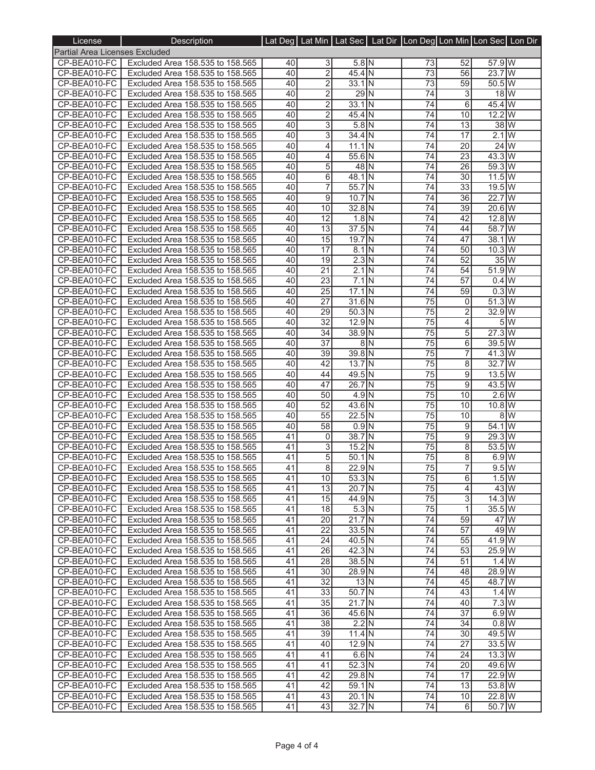| License | Description | Lat Deg | Lat Min | Lat Sec | Lat Dir | Lon Deg | Lon Min | Lon Sec | Lon Dir |
|---|---|---|---|---|---|---|---|---|---|
| Partial Area Licenses Excluded | | | | | | | | | |
| CP-BEA010-FC | Excluded Area 158.535 to 158.565 | 40 | 3 | 5.8 | N | 73 | 52 | 57.9 | W |
| CP-BEA010-FC | Excluded Area 158.535 to 158.565 | 40 | 2 | 45.4 | N | 73 | 56 | 23.7 | W |
| CP-BEA010-FC | Excluded Area 158.535 to 158.565 | 40 | 2 | 33.1 | N | 73 | 59 | 50.5 | W |
| CP-BEA010-FC | Excluded Area 158.535 to 158.565 | 40 | 2 | 29 | N | 74 | 3 | 18 | W |
| CP-BEA010-FC | Excluded Area 158.535 to 158.565 | 40 | 2 | 33.1 | N | 74 | 6 | 45.4 | W |
| CP-BEA010-FC | Excluded Area 158.535 to 158.565 | 40 | 2 | 45.4 | N | 74 | 10 | 12.2 | W |
| CP-BEA010-FC | Excluded Area 158.535 to 158.565 | 40 | 3 | 5.8 | N | 74 | 13 | 38 | W |
| CP-BEA010-FC | Excluded Area 158.535 to 158.565 | 40 | 3 | 34.4 | N | 74 | 17 | 2.1 | W |
| CP-BEA010-FC | Excluded Area 158.535 to 158.565 | 40 | 4 | 11.1 | N | 74 | 20 | 24 | W |
| CP-BEA010-FC | Excluded Area 158.535 to 158.565 | 40 | 4 | 55.6 | N | 74 | 23 | 43.3 | W |
| CP-BEA010-FC | Excluded Area 158.535 to 158.565 | 40 | 5 | 48 | N | 74 | 26 | 59.3 | W |
| CP-BEA010-FC | Excluded Area 158.535 to 158.565 | 40 | 6 | 48.1 | N | 74 | 30 | 11.5 | W |
| CP-BEA010-FC | Excluded Area 158.535 to 158.565 | 40 | 7 | 55.7 | N | 74 | 33 | 19.5 | W |
| CP-BEA010-FC | Excluded Area 158.535 to 158.565 | 40 | 9 | 10.7 | N | 74 | 36 | 22.7 | W |
| CP-BEA010-FC | Excluded Area 158.535 to 158.565 | 40 | 10 | 32.8 | N | 74 | 39 | 20.6 | W |
| CP-BEA010-FC | Excluded Area 158.535 to 158.565 | 40 | 12 | 1.8 | N | 74 | 42 | 12.8 | W |
| CP-BEA010-FC | Excluded Area 158.535 to 158.565 | 40 | 13 | 37.5 | N | 74 | 44 | 58.7 | W |
| CP-BEA010-FC | Excluded Area 158.535 to 158.565 | 40 | 15 | 19.7 | N | 74 | 47 | 38.1 | W |
| CP-BEA010-FC | Excluded Area 158.535 to 158.565 | 40 | 17 | 8.1 | N | 74 | 50 | 10.3 | W |
| CP-BEA010-FC | Excluded Area 158.535 to 158.565 | 40 | 19 | 2.3 | N | 74 | 52 | 35 | W |
| CP-BEA010-FC | Excluded Area 158.535 to 158.565 | 40 | 21 | 2.1 | N | 74 | 54 | 51.9 | W |
| CP-BEA010-FC | Excluded Area 158.535 to 158.565 | 40 | 23 | 7.1 | N | 74 | 57 | 0.4 | W |
| CP-BEA010-FC | Excluded Area 158.535 to 158.565 | 40 | 25 | 17.1 | N | 74 | 59 | 0.3 | W |
| CP-BEA010-FC | Excluded Area 158.535 to 158.565 | 40 | 27 | 31.6 | N | 75 | 0 | 51.3 | W |
| CP-BEA010-FC | Excluded Area 158.535 to 158.565 | 40 | 29 | 50.3 | N | 75 | 2 | 32.9 | W |
| CP-BEA010-FC | Excluded Area 158.535 to 158.565 | 40 | 32 | 12.9 | N | 75 | 4 | 5 | W |
| CP-BEA010-FC | Excluded Area 158.535 to 158.565 | 40 | 34 | 38.9 | N | 75 | 5 | 27.3 | W |
| CP-BEA010-FC | Excluded Area 158.535 to 158.565 | 40 | 37 | 8 | N | 75 | 6 | 39.5 | W |
| CP-BEA010-FC | Excluded Area 158.535 to 158.565 | 40 | 39 | 39.8 | N | 75 | 7 | 41.3 | W |
| CP-BEA010-FC | Excluded Area 158.535 to 158.565 | 40 | 42 | 13.7 | N | 75 | 8 | 32.7 | W |
| CP-BEA010-FC | Excluded Area 158.535 to 158.565 | 40 | 44 | 49.5 | N | 75 | 9 | 13.5 | W |
| CP-BEA010-FC | Excluded Area 158.535 to 158.565 | 40 | 47 | 26.7 | N | 75 | 9 | 43.5 | W |
| CP-BEA010-FC | Excluded Area 158.535 to 158.565 | 40 | 50 | 4.9 | N | 75 | 10 | 2.6 | W |
| CP-BEA010-FC | Excluded Area 158.535 to 158.565 | 40 | 52 | 43.6 | N | 75 | 10 | 10.8 | W |
| CP-BEA010-FC | Excluded Area 158.535 to 158.565 | 40 | 55 | 22.5 | N | 75 | 10 | 8 | W |
| CP-BEA010-FC | Excluded Area 158.535 to 158.565 | 40 | 58 | 0.9 | N | 75 | 9 | 54.1 | W |
| CP-BEA010-FC | Excluded Area 158.535 to 158.565 | 41 | 0 | 38.7 | N | 75 | 9 | 29.3 | W |
| CP-BEA010-FC | Excluded Area 158.535 to 158.565 | 41 | 3 | 15.2 | N | 75 | 8 | 53.5 | W |
| CP-BEA010-FC | Excluded Area 158.535 to 158.565 | 41 | 5 | 50.1 | N | 75 | 8 | 6.9 | W |
| CP-BEA010-FC | Excluded Area 158.535 to 158.565 | 41 | 8 | 22.9 | N | 75 | 7 | 9.5 | W |
| CP-BEA010-FC | Excluded Area 158.535 to 158.565 | 41 | 10 | 53.3 | N | 75 | 6 | 1.5 | W |
| CP-BEA010-FC | Excluded Area 158.535 to 158.565 | 41 | 13 | 20.7 | N | 75 | 4 | 43 | W |
| CP-BEA010-FC | Excluded Area 158.535 to 158.565 | 41 | 15 | 44.9 | N | 75 | 3 | 14.3 | W |
| CP-BEA010-FC | Excluded Area 158.535 to 158.565 | 41 | 18 | 5.3 | N | 75 | 1 | 35.5 | W |
| CP-BEA010-FC | Excluded Area 158.535 to 158.565 | 41 | 20 | 21.7 | N | 74 | 59 | 47 | W |
| CP-BEA010-FC | Excluded Area 158.535 to 158.565 | 41 | 22 | 33.5 | N | 74 | 57 | 49 | W |
| CP-BEA010-FC | Excluded Area 158.535 to 158.565 | 41 | 24 | 40.5 | N | 74 | 55 | 41.9 | W |
| CP-BEA010-FC | Excluded Area 158.535 to 158.565 | 41 | 26 | 42.3 | N | 74 | 53 | 25.9 | W |
| CP-BEA010-FC | Excluded Area 158.535 to 158.565 | 41 | 28 | 38.5 | N | 74 | 51 | 1.4 | W |
| CP-BEA010-FC | Excluded Area 158.535 to 158.565 | 41 | 30 | 28.9 | N | 74 | 48 | 28.9 | W |
| CP-BEA010-FC | Excluded Area 158.535 to 158.565 | 41 | 32 | 13 | N | 74 | 45 | 48.7 | W |
| CP-BEA010-FC | Excluded Area 158.535 to 158.565 | 41 | 33 | 50.7 | N | 74 | 43 | 1.4 | W |
| CP-BEA010-FC | Excluded Area 158.535 to 158.565 | 41 | 35 | 21.7 | N | 74 | 40 | 7.3 | W |
| CP-BEA010-FC | Excluded Area 158.535 to 158.565 | 41 | 36 | 45.6 | N | 74 | 37 | 6.9 | W |
| CP-BEA010-FC | Excluded Area 158.535 to 158.565 | 41 | 38 | 2.2 | N | 74 | 34 | 0.8 | W |
| CP-BEA010-FC | Excluded Area 158.535 to 158.565 | 41 | 39 | 11.4 | N | 74 | 30 | 49.5 | W |
| CP-BEA010-FC | Excluded Area 158.535 to 158.565 | 41 | 40 | 12.9 | N | 74 | 27 | 33.5 | W |
| CP-BEA010-FC | Excluded Area 158.535 to 158.565 | 41 | 41 | 6.6 | N | 74 | 24 | 13.3 | W |
| CP-BEA010-FC | Excluded Area 158.535 to 158.565 | 41 | 41 | 52.3 | N | 74 | 20 | 49.6 | W |
| CP-BEA010-FC | Excluded Area 158.535 to 158.565 | 41 | 42 | 29.8 | N | 74 | 17 | 22.9 | W |
| CP-BEA010-FC | Excluded Area 158.535 to 158.565 | 41 | 42 | 59.1 | N | 74 | 13 | 53.8 | W |
| CP-BEA010-FC | Excluded Area 158.535 to 158.565 | 41 | 43 | 20.1 | N | 74 | 10 | 22.8 | W |
| CP-BEA010-FC | Excluded Area 158.535 to 158.565 | 41 | 43 | 32.7 | N | 74 | 6 | 50.7 | W |